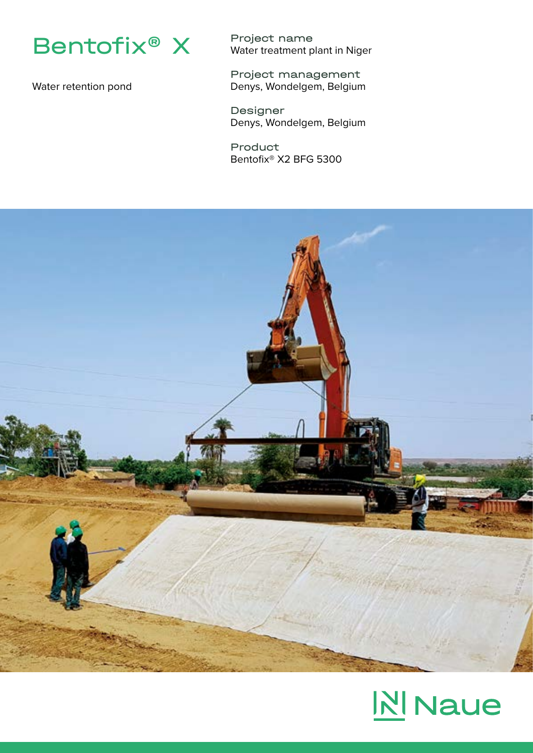# Bentofix® X

Water retention pond

**Project name**
Water treatment plant in Niger

**Project management**
Denys, Wondelgem, Belgium

**Designer**
Denys, Wondelgem, Belgium

**Product**
Bentofix® X2 BFG 5300

Naue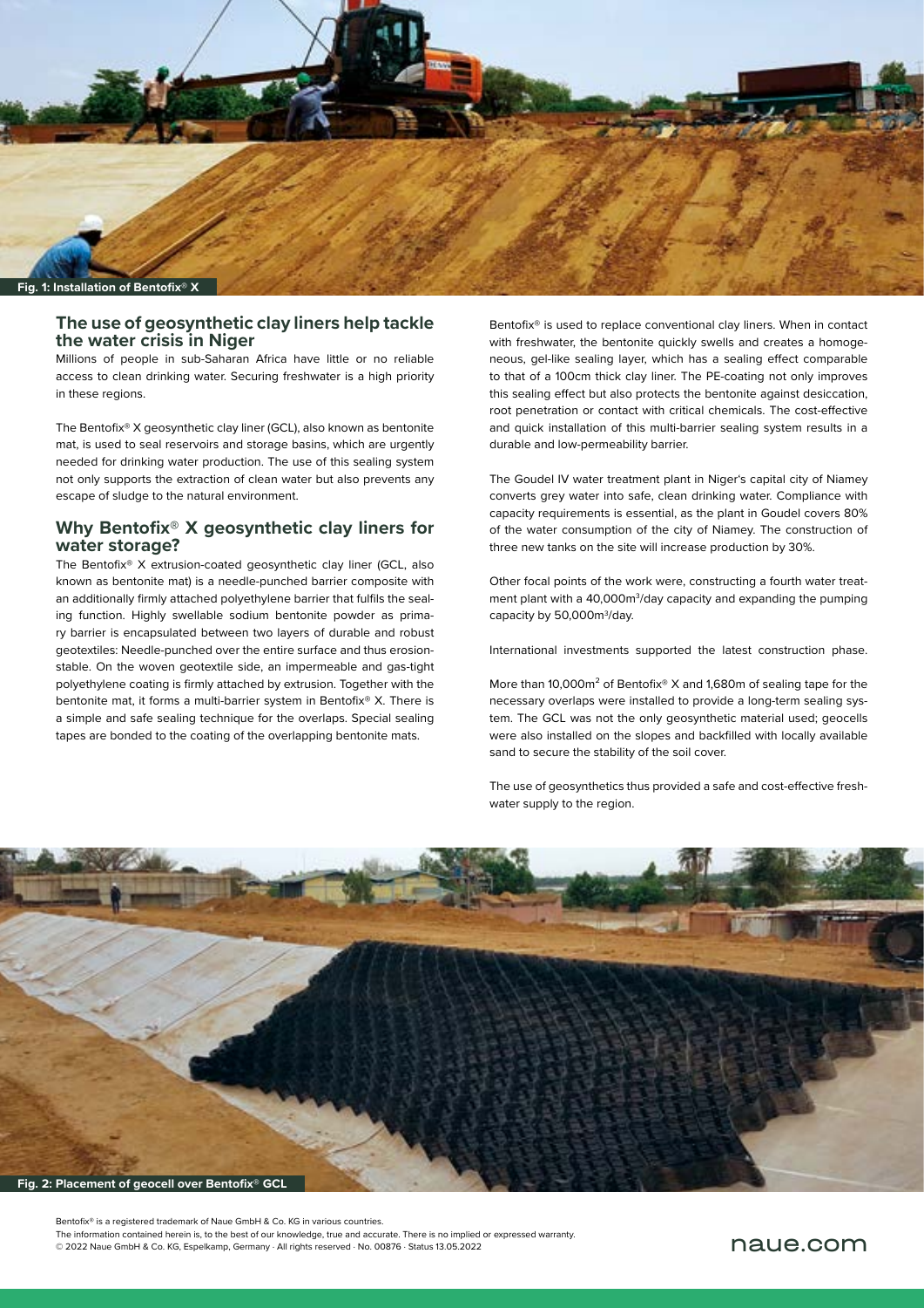Fig. 1: Installation of Bentofix® X

## The use of geosynthetic clay liners help tackle the water crisis in Niger

Millions of people in sub-Saharan Africa have little or no reliable access to clean drinking water. Securing freshwater is a high priority in these regions.

The Bentofix® X geosynthetic clay liner (GCL), also known as bentonite mat, is used to seal reservoirs and storage basins, which are urgently needed for drinking water production. The use of this sealing system not only supports the extraction of clean water but also prevents any escape of sludge to the natural environment.

## Why Bentofix® X geosynthetic clay liners for water storage?

The Bentofix® X extrusion-coated geosynthetic clay liner (GCL, also known as bentonite mat) is a needle-punched barrier composite with an additionally firmly attached polyethylene barrier that fulfils the sealing function. Highly swellable sodium bentonite powder as primary barrier is encapsulated between two layers of durable and robust geotextiles: Needle-punched over the entire surface and thus erosion-stable. On the woven geotextile side, an impermeable and gas-tight polyethylene coating is firmly attached by extrusion. Together with the bentonite mat, it forms a multi-barrier system in Bentofix® X. There is a simple and safe sealing technique for the overlaps. Special sealing tapes are bonded to the coating of the overlapping bentonite mats.

Bentofix® is used to replace conventional clay liners. When in contact with freshwater, the bentonite quickly swells and creates a homogeneous, gel-like sealing layer, which has a sealing effect comparable to that of a 100cm thick clay liner. The PE-coating not only improves this sealing effect but also protects the bentonite against desiccation, root penetration or contact with critical chemicals. The cost-effective and quick installation of this multi-barrier sealing system results in a durable and low-permeability barrier.

The Goudel IV water treatment plant in Niger's capital city of Niamey converts grey water into safe, clean drinking water. Compliance with capacity requirements is essential, as the plant in Goudel covers 80% of the water consumption of the city of Niamey. The construction of three new tanks on the site will increase production by 30%.

Other focal points of the work were, constructing a fourth water treatment plant with a 40,000m³/day capacity and expanding the pumping capacity by 50,000m³/day.

International investments supported the latest construction phase.

More than 10,000m² of Bentofix® X and 1,680m of sealing tape for the necessary overlaps were installed to provide a long-term sealing system. The GCL was not the only geosynthetic material used; geocells were also installed on the slopes and backfilled with locally available sand to secure the stability of the soil cover.

The use of geosynthetics thus provided a safe and cost-effective freshwater supply to the region.

Fig. 2: Placement of geocell over Bentofix® GCL

Bentofix® is a registered trademark of Naue GmbH & Co. KG in various countries.
The information contained herein is, to the best of our knowledge, true and accurate. There is no implied or expressed warranty.
© 2022 Naue GmbH & Co. KG, Espelkamp, Germany · All rights reserved · No. 00876 · Status 13.05.2022

naue.com